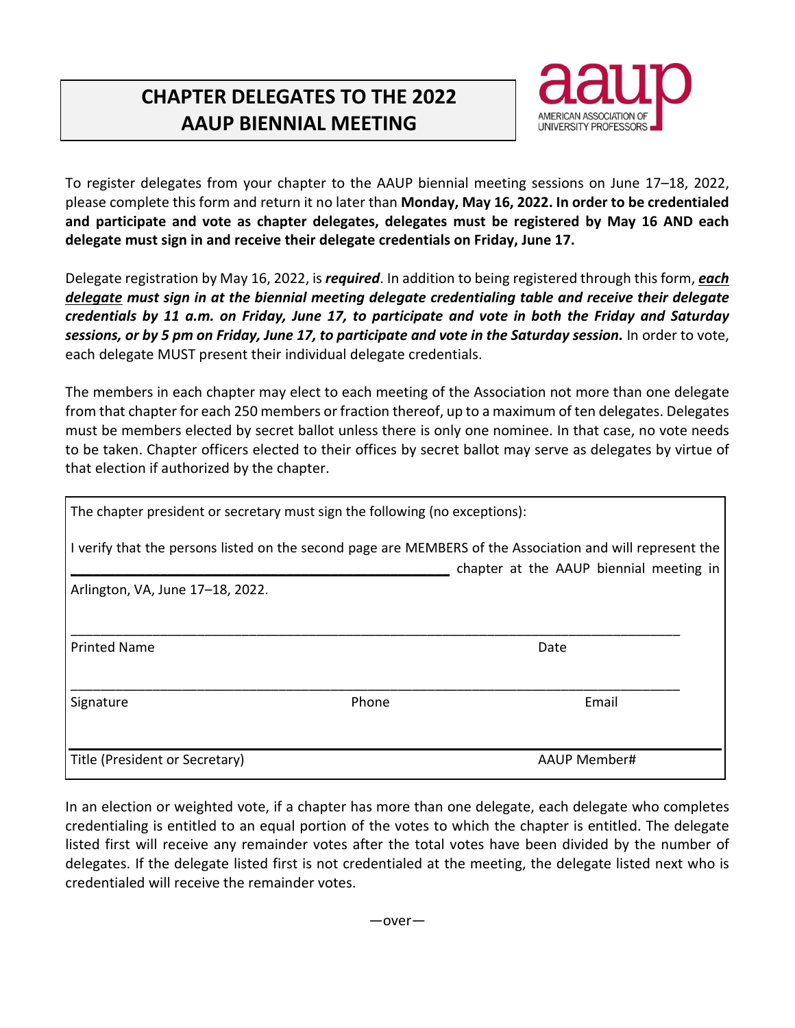# CHAPTER DELEGATES TO THE 2022 AAUP BIENNIAL MEETING

To register delegates from your chapter to the AAUP biennial meeting sessions on June 17–18, 2022, please complete this form and return it no later than **Monday, May 16, 2022. In order to be credentialed and participate and vote as chapter delegates, delegates must be registered by May 16 AND each delegate must sign in and receive their delegate credentials on Friday, June 17.**

Delegate registration by May 16, 2022, is ***required***. In addition to being registered through this form, ***<u>each delegate</u> must sign in at the biennial meeting delegate credentialing table and receive their delegate credentials by 11 a.m. on Friday, June 17, to participate and vote in both the Friday and Saturday sessions, or by 5 pm on Friday, June 17, to participate and vote in the Saturday session.*** In order to vote, each delegate MUST present their individual delegate credentials.

The members in each chapter may elect to each meeting of the Association not more than one delegate from that chapter for each 250 members or fraction thereof, up to a maximum of ten delegates. Delegates must be members elected by secret ballot unless there is only one nominee. In that case, no vote needs to be taken. Chapter officers elected to their offices by secret ballot may serve as delegates by virtue of that election if authorized by the chapter.

The chapter president or secretary must sign the following (no exceptions):

I verify that the persons listed on the second page are MEMBERS of the Association and will represent the \_\_\_\_\_\_\_\_\_\_\_\_\_\_\_\_\_\_\_\_\_\_\_\_\_\_\_\_\_\_\_\_\_\_\_\_\_\_\_\_ chapter at the AAUP biennial meeting in Arlington, VA, June 17–18, 2022.

\_\_\_\_\_\_\_\_\_\_\_\_\_\_\_\_\_\_\_\_\_\_\_\_\_\_\_\_\_\_\_\_\_\_\_\_\_\_\_\_\_\_\_\_\_\_\_\_\_\_\_\_\_\_\_\_\_\_\_\_\_\_\_\_\_\_\_\_\_\_

Printed Name　　　　　　　　　　　　　　　　　　　　Date

\_\_\_\_\_\_\_\_\_\_\_\_\_\_\_\_\_\_\_\_\_\_\_\_\_\_\_\_\_\_\_\_\_\_\_\_\_\_\_\_\_\_\_\_\_\_\_\_\_\_\_\_\_\_\_\_\_\_\_\_\_\_\_\_\_\_\_\_\_\_

Signature　　　　　　　　　　Phone　　　　　　　　　　Email

\_\_\_\_\_\_\_\_\_\_\_\_\_\_\_\_\_\_\_\_\_\_\_\_\_\_\_\_\_\_\_\_\_\_\_\_\_\_\_\_\_\_\_\_\_\_\_\_\_\_\_\_\_\_\_\_\_\_\_\_\_\_\_\_\_\_\_\_\_\_

Title (President or Secretary)　　　　　　　　　　　　　AAUP Member#

In an election or weighted vote, if a chapter has more than one delegate, each delegate who completes credentialing is entitled to an equal portion of the votes to which the chapter is entitled. The delegate listed first will receive any remainder votes after the total votes have been divided by the number of delegates. If the delegate listed first is not credentialed at the meeting, the delegate listed next who is credentialed will receive the remainder votes.

—over—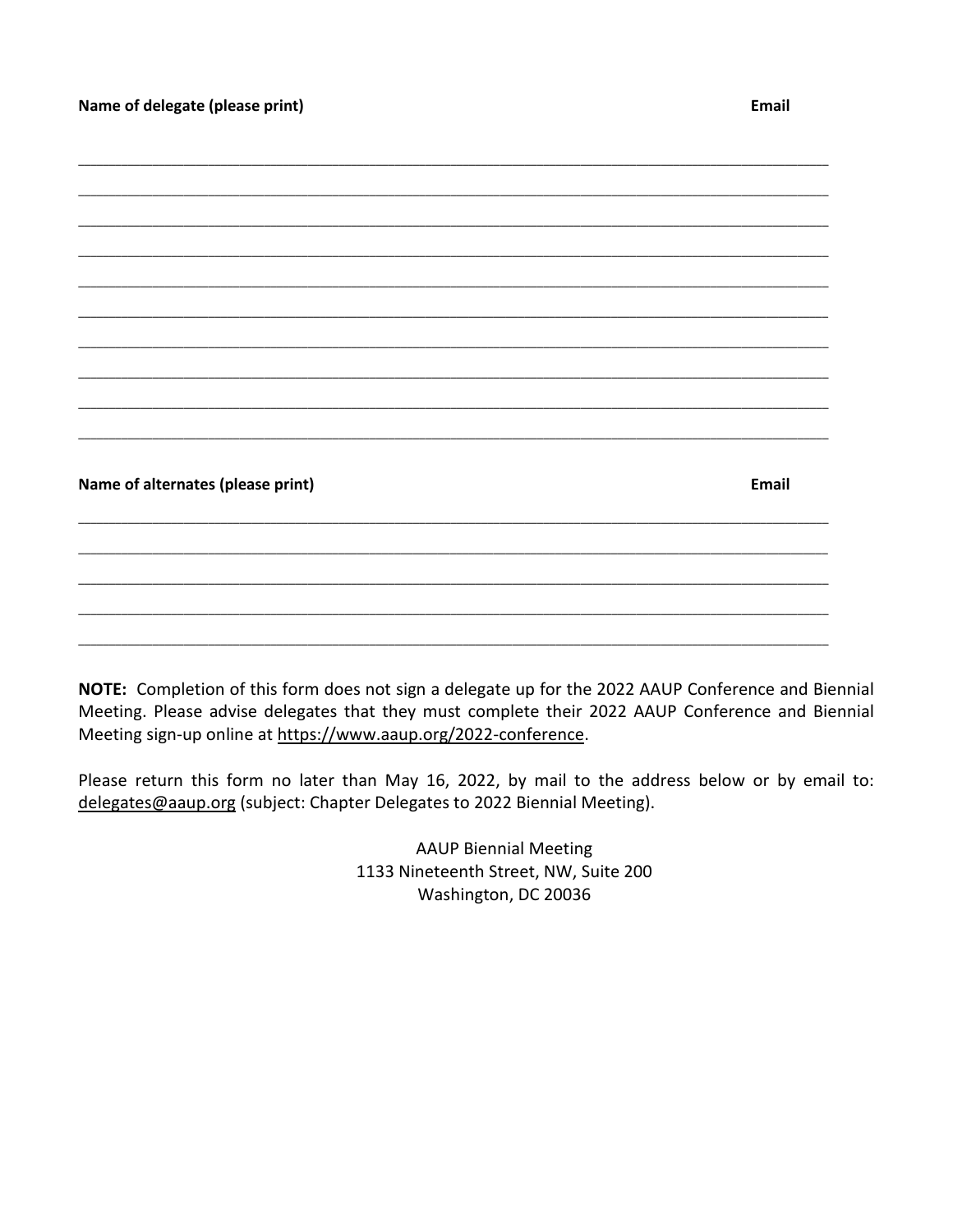**Name of delegate (please print)** **Email**

\_\_\_\_\_\_\_\_\_\_\_\_\_\_\_\_\_\_\_\_\_\_\_\_\_\_\_\_\_\_\_\_\_\_\_\_\_\_\_\_\_\_\_\_\_\_\_\_\_\_\_\_\_\_\_\_\_\_\_\_\_\_\_\_\_\_\_\_\_\_\_\_\_\_\_\_\_\_

\_\_\_\_\_\_\_\_\_\_\_\_\_\_\_\_\_\_\_\_\_\_\_\_\_\_\_\_\_\_\_\_\_\_\_\_\_\_\_\_\_\_\_\_\_\_\_\_\_\_\_\_\_\_\_\_\_\_\_\_\_\_\_\_\_\_\_\_\_\_\_\_\_\_\_\_\_\_

\_\_\_\_\_\_\_\_\_\_\_\_\_\_\_\_\_\_\_\_\_\_\_\_\_\_\_\_\_\_\_\_\_\_\_\_\_\_\_\_\_\_\_\_\_\_\_\_\_\_\_\_\_\_\_\_\_\_\_\_\_\_\_\_\_\_\_\_\_\_\_\_\_\_\_\_\_\_

\_\_\_\_\_\_\_\_\_\_\_\_\_\_\_\_\_\_\_\_\_\_\_\_\_\_\_\_\_\_\_\_\_\_\_\_\_\_\_\_\_\_\_\_\_\_\_\_\_\_\_\_\_\_\_\_\_\_\_\_\_\_\_\_\_\_\_\_\_\_\_\_\_\_\_\_\_\_

\_\_\_\_\_\_\_\_\_\_\_\_\_\_\_\_\_\_\_\_\_\_\_\_\_\_\_\_\_\_\_\_\_\_\_\_\_\_\_\_\_\_\_\_\_\_\_\_\_\_\_\_\_\_\_\_\_\_\_\_\_\_\_\_\_\_\_\_\_\_\_\_\_\_\_\_\_\_

\_\_\_\_\_\_\_\_\_\_\_\_\_\_\_\_\_\_\_\_\_\_\_\_\_\_\_\_\_\_\_\_\_\_\_\_\_\_\_\_\_\_\_\_\_\_\_\_\_\_\_\_\_\_\_\_\_\_\_\_\_\_\_\_\_\_\_\_\_\_\_\_\_\_\_\_\_\_

\_\_\_\_\_\_\_\_\_\_\_\_\_\_\_\_\_\_\_\_\_\_\_\_\_\_\_\_\_\_\_\_\_\_\_\_\_\_\_\_\_\_\_\_\_\_\_\_\_\_\_\_\_\_\_\_\_\_\_\_\_\_\_\_\_\_\_\_\_\_\_\_\_\_\_\_\_\_

\_\_\_\_\_\_\_\_\_\_\_\_\_\_\_\_\_\_\_\_\_\_\_\_\_\_\_\_\_\_\_\_\_\_\_\_\_\_\_\_\_\_\_\_\_\_\_\_\_\_\_\_\_\_\_\_\_\_\_\_\_\_\_\_\_\_\_\_\_\_\_\_\_\_\_\_\_\_

\_\_\_\_\_\_\_\_\_\_\_\_\_\_\_\_\_\_\_\_\_\_\_\_\_\_\_\_\_\_\_\_\_\_\_\_\_\_\_\_\_\_\_\_\_\_\_\_\_\_\_\_\_\_\_\_\_\_\_\_\_\_\_\_\_\_\_\_\_\_\_\_\_\_\_\_\_\_

\_\_\_\_\_\_\_\_\_\_\_\_\_\_\_\_\_\_\_\_\_\_\_\_\_\_\_\_\_\_\_\_\_\_\_\_\_\_\_\_\_\_\_\_\_\_\_\_\_\_\_\_\_\_\_\_\_\_\_\_\_\_\_\_\_\_\_\_\_\_\_\_\_\_\_\_\_\_

**Name of alternates (please print)** **Email**

\_\_\_\_\_\_\_\_\_\_\_\_\_\_\_\_\_\_\_\_\_\_\_\_\_\_\_\_\_\_\_\_\_\_\_\_\_\_\_\_\_\_\_\_\_\_\_\_\_\_\_\_\_\_\_\_\_\_\_\_\_\_\_\_\_\_\_\_\_\_\_\_\_\_\_\_\_\_

\_\_\_\_\_\_\_\_\_\_\_\_\_\_\_\_\_\_\_\_\_\_\_\_\_\_\_\_\_\_\_\_\_\_\_\_\_\_\_\_\_\_\_\_\_\_\_\_\_\_\_\_\_\_\_\_\_\_\_\_\_\_\_\_\_\_\_\_\_\_\_\_\_\_\_\_\_\_

\_\_\_\_\_\_\_\_\_\_\_\_\_\_\_\_\_\_\_\_\_\_\_\_\_\_\_\_\_\_\_\_\_\_\_\_\_\_\_\_\_\_\_\_\_\_\_\_\_\_\_\_\_\_\_\_\_\_\_\_\_\_\_\_\_\_\_\_\_\_\_\_\_\_\_\_\_\_

\_\_\_\_\_\_\_\_\_\_\_\_\_\_\_\_\_\_\_\_\_\_\_\_\_\_\_\_\_\_\_\_\_\_\_\_\_\_\_\_\_\_\_\_\_\_\_\_\_\_\_\_\_\_\_\_\_\_\_\_\_\_\_\_\_\_\_\_\_\_\_\_\_\_\_\_\_\_

\_\_\_\_\_\_\_\_\_\_\_\_\_\_\_\_\_\_\_\_\_\_\_\_\_\_\_\_\_\_\_\_\_\_\_\_\_\_\_\_\_\_\_\_\_\_\_\_\_\_\_\_\_\_\_\_\_\_\_\_\_\_\_\_\_\_\_\_\_\_\_\_\_\_\_\_\_\_

**NOTE:** Completion of this form does not sign a delegate up for the 2022 AAUP Conference and Biennial Meeting. Please advise delegates that they must complete their 2022 AAUP Conference and Biennial Meeting sign-up online at https://www.aaup.org/2022-conference.

Please return this form no later than May 16, 2022, by mail to the address below or by email to: delegates@aaup.org (subject: Chapter Delegates to 2022 Biennial Meeting).

AAUP Biennial Meeting
1133 Nineteenth Street, NW, Suite 200
Washington, DC 20036